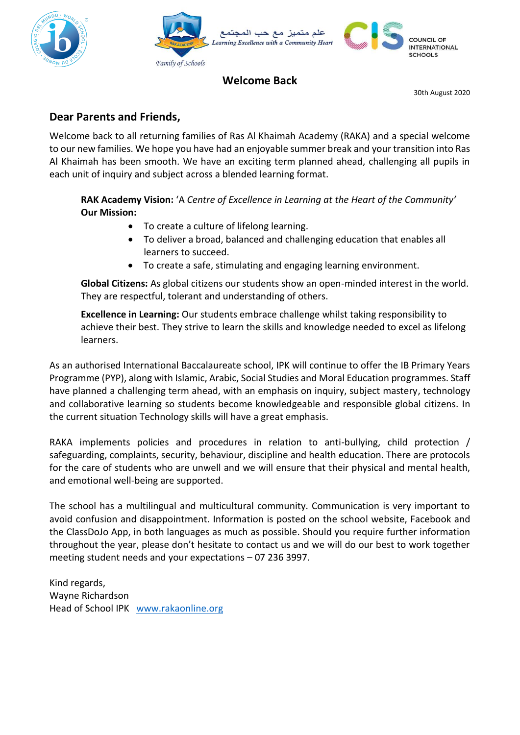علم متميز مع حب المجتمع
*Learning Excellence with a Community Heart*

*Family of Schools*

COUNCIL OF INTERNATIONAL SCHOOLS

## Welcome Back

30th August 2020

### Dear Parents and Friends,

Welcome back to all returning families of Ras Al Khaimah Academy (RAKA) and a special welcome to our new families. We hope you have had an enjoyable summer break and your transition into Ras Al Khaimah has been smooth. We have an exciting term planned ahead, challenging all pupils in each unit of inquiry and subject across a blended learning format.

> **RAK Academy Vision:** 'A *Centre of Excellence in Learning at the Heart of the Community*'
> **Our Mission:**
> - To create a culture of lifelong learning.
> - To deliver a broad, balanced and challenging education that enables all learners to succeed.
> - To create a safe, stimulating and engaging learning environment.
>
> **Global Citizens:** As global citizens our students show an open-minded interest in the world. They are respectful, tolerant and understanding of others.
>
> **Excellence in Learning:** Our students embrace challenge whilst taking responsibility to achieve their best. They strive to learn the skills and knowledge needed to excel as lifelong learners.

As an authorised International Baccalaureate school, IPK will continue to offer the IB Primary Years Programme (PYP), along with Islamic, Arabic, Social Studies and Moral Education programmes. Staff have planned a challenging term ahead, with an emphasis on inquiry, subject mastery, technology and collaborative learning so students become knowledgeable and responsible global citizens. In the current situation Technology skills will have a great emphasis.

RAKA implements policies and procedures in relation to anti-bullying, child protection / safeguarding, complaints, security, behaviour, discipline and health education. There are protocols for the care of students who are unwell and we will ensure that their physical and mental health, and emotional well-being are supported.

The school has a multilingual and multicultural community. Communication is very important to avoid confusion and disappointment. Information is posted on the school website, Facebook and the ClassDoJo App, in both languages as much as possible. Should you require further information throughout the year, please don't hesitate to contact us and we will do our best to work together meeting student needs and your expectations – 07 236 3997.

Kind regards,
Wayne Richardson
Head of School IPK www.rakaonline.org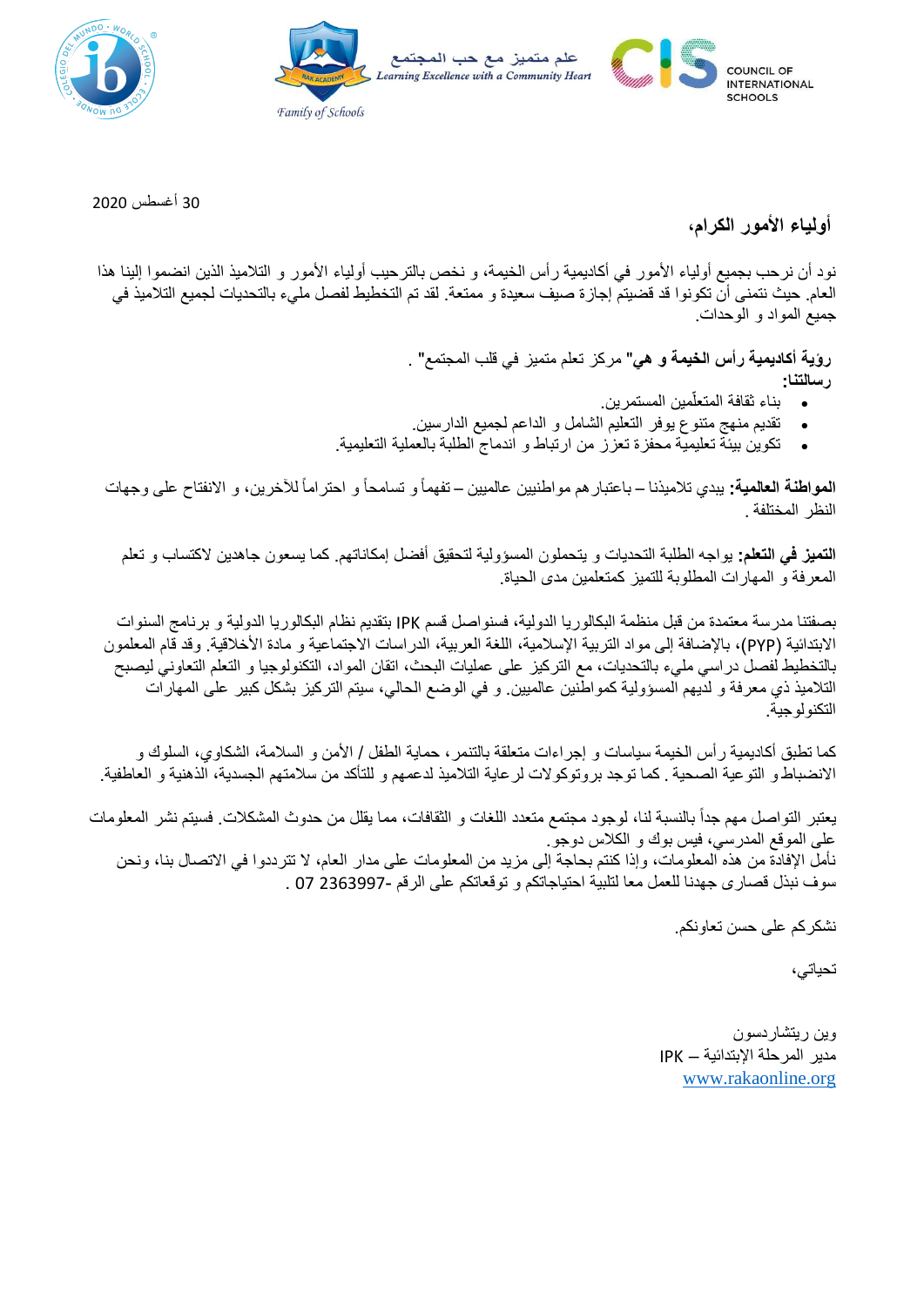30 أغسطس 2020

**أولياء الأمور الكرام،**

نود أن نرحب بجميع أولياء الأمور في أكاديمية رأس الخيمة، و نخص بالترحيب أولياء الأمور و التلاميذ الذين انضموا إلينا هذا العام. حيث نتمنى أن تكونوا قد قضيتم إجازة صيف سعيدة و ممتعة. لقد تم التخطيط لفصل مليء بالتحديات لجميع التلاميذ في جميع المواد و الوحدات.

**رؤية أكاديمية رأس الخيمة و هي"** مركز تعلم متميز في قلب المجتمع" .

**رسالتنا:**

- بناء ثقافة المتعلّمين المستمرين.
- تقديم منهج متنوع يوفر التعليم الشامل و الداعم لجميع الدارسين.
- تكوين بيئة تعليمية محفزة تعزز من ارتباط و اندماج الطلبة بالعملية التعليمية.

**المواطنة العالمية:** يبدي تلاميذنا – باعتبارهم مواطنين عالميين – تفهماً و تسامحاً و احتراماً للآخرين، و الانفتاح على وجهات النظر المختلفة.

**التميز في التعلم:** يواجه الطلبة التحديات و يتحملون المسؤولية لتحقيق أفضل إمكاناتهم. كما يسعون جاهدين لاكتساب و تعلم المعرفة و المهارات المطلوبة للتميز كمتعلمين مدى الحياة.

بصفتنا مدرسة معتمدة من قبل منظمة البكالوريا الدولية، فسنواصل قسم IPK بتقديم نظام البكالوريا الدولية و برنامج السنوات الابتدائية (PYP)، بالإضافة إلى مواد التربية الإسلامية، اللغة العربية، الدراسات الاجتماعية و مادة الأخلاقية. وقد قام المعلمون بالتخطيط لفصل دراسي مليء بالتحديات، مع التركيز على عمليات البحث، اتقان المواد، التكنولوجيا و التعلم التعاوني ليصبح التلاميذ ذي معرفة و لديهم المسؤولية كمواطنين عالميين. و في الوضع الحالي، سيتم التركيز بشكل كبير على المهارات التكنولوجية.

كما تطبق أكاديمية رأس الخيمة سياسات و إجراءات متعلقة بالتنمر، حماية الطفل / الأمن و السلامة، الشكاوي، السلوك و الانضباط و التوعية الصحية. كما توجد بروتوكولات لرعاية التلاميذ لدعمهم و للتأكد من سلامتهم الجسدية، الذهنية و العاطفية.

يعتبر التواصل مهم جداً بالنسبة لنا، لوجود مجتمع متعدد اللغات و الثقافات، مما يقلل من حدوث المشكلات. فسيتم نشر المعلومات على الموقع المدرسي، فيس بوك و الكلاس دوجو.
نأمل الإفادة من هذه المعلومات، وإذا كنتم بحاجة إلى مزيد من المعلومات على مدار العام، لا تترددوا في الاتصال بنا، ونحن سوف نبذل قصارى جهدنا للعمل معا لتلبية احتياجاتكم و توقعاتكم على الرقم 2363997- 07 .

نشكركم على حسن تعاونكم.

تحياتي،

وين ريتشاردسون
مدير المرحلة الإبتدائية – IPK
www.rakaonline.org